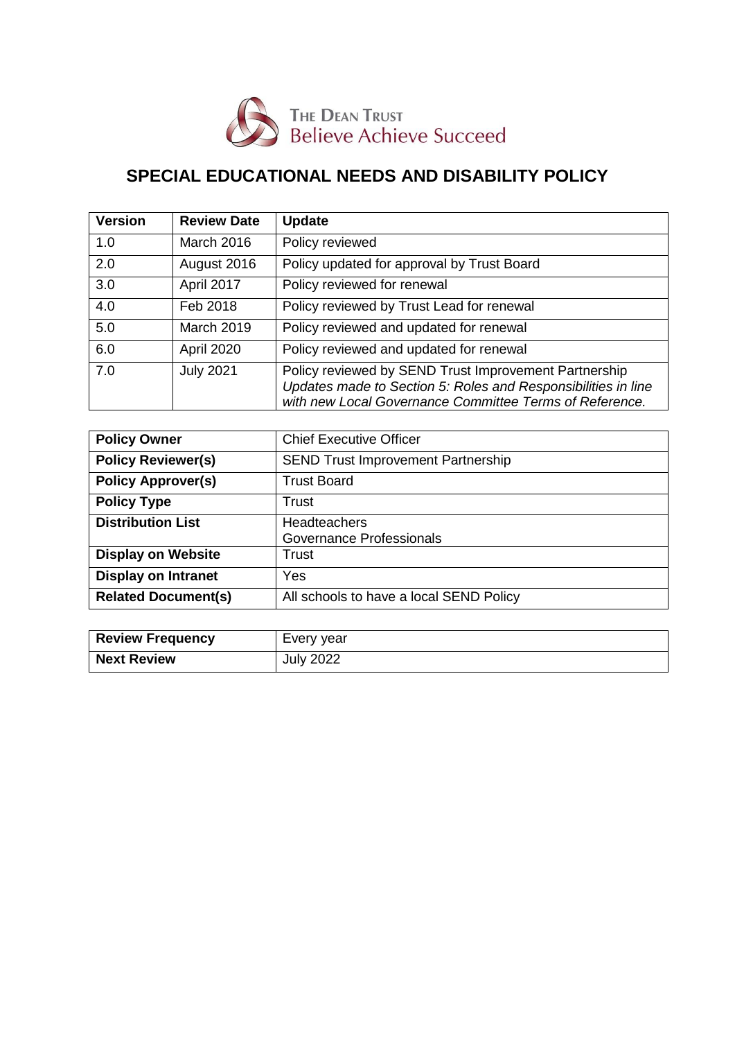THE DEAN TRUST
Believe Achieve Succeed

# SPECIAL EDUCATIONAL NEEDS AND DISABILITY POLICY

| Version | Review Date | Update |
|---|---|---|
| 1.0 | March 2016 | Policy reviewed |
| 2.0 | August 2016 | Policy updated for approval by Trust Board |
| 3.0 | April 2017 | Policy reviewed for renewal |
| 4.0 | Feb 2018 | Policy reviewed by Trust Lead for renewal |
| 5.0 | March 2019 | Policy reviewed and updated for renewal |
| 6.0 | April 2020 | Policy reviewed and updated for renewal |
| 7.0 | July 2021 | Policy reviewed by SEND Trust Improvement Partnership *Updates made to Section 5: Roles and Responsibilities in line with new Local Governance Committee Terms of Reference.* |

| | |
|---|---|
| **Policy Owner** | Chief Executive Officer |
| **Policy Reviewer(s)** | SEND Trust Improvement Partnership |
| **Policy Approver(s)** | Trust Board |
| **Policy Type** | Trust |
| **Distribution List** | Headteachers<br>Governance Professionals |
| **Display on Website** | Trust |
| **Display on Intranet** | Yes |
| **Related Document(s)** | All schools to have a local SEND Policy |

| | |
|---|---|
| **Review Frequency** | Every year |
| **Next Review** | July 2022 |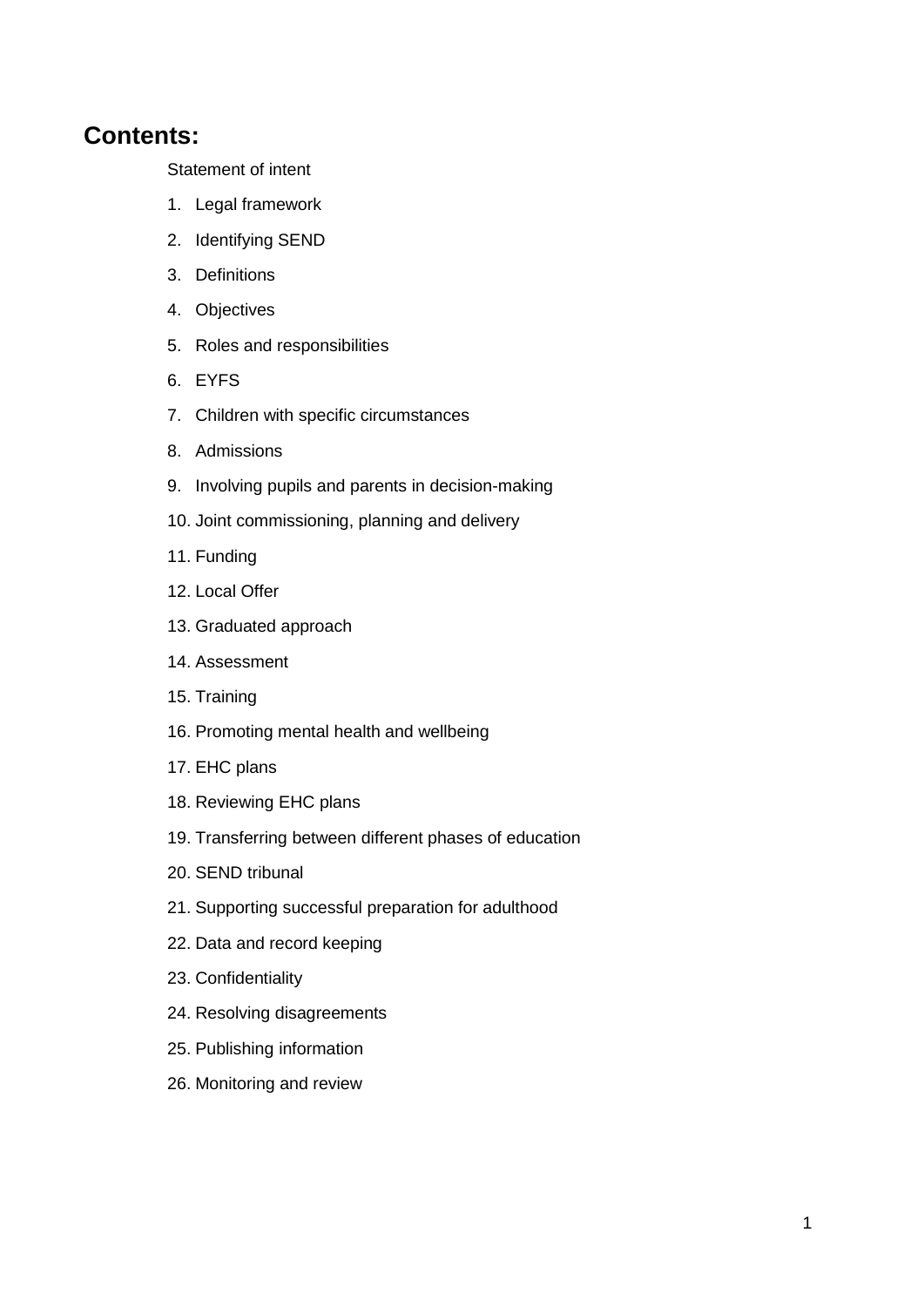## Contents:

Statement of intent

1. Legal framework
2. Identifying SEND
3. Definitions
4. Objectives
5. Roles and responsibilities
6. EYFS
7. Children with specific circumstances
8. Admissions
9. Involving pupils and parents in decision-making
10. Joint commissioning, planning and delivery
11. Funding
12. Local Offer
13. Graduated approach
14. Assessment
15. Training
16. Promoting mental health and wellbeing
17. EHC plans
18. Reviewing EHC plans
19. Transferring between different phases of education
20. SEND tribunal
21. Supporting successful preparation for adulthood
22. Data and record keeping
23. Confidentiality
24. Resolving disagreements
25. Publishing information
26. Monitoring and review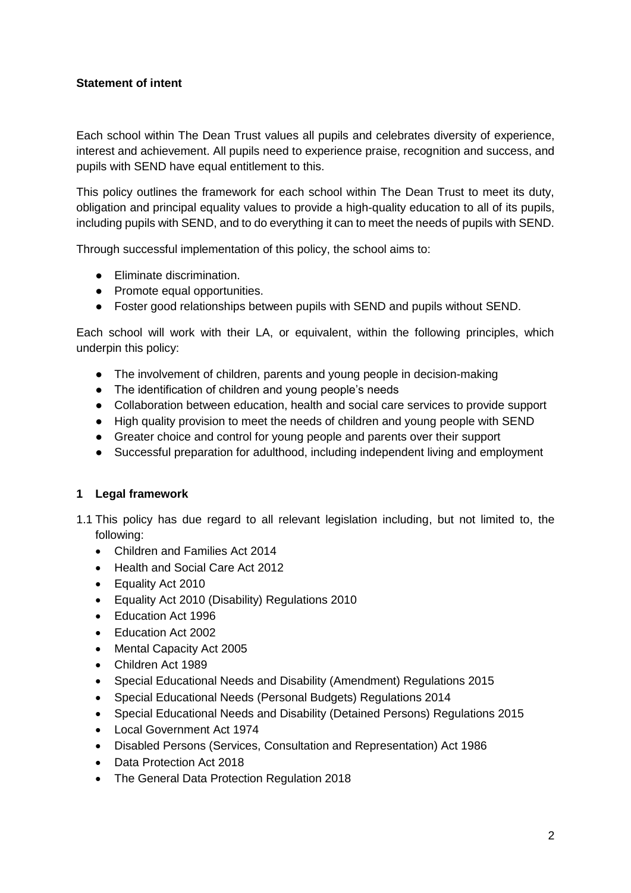**Statement of intent**

Each school within The Dean Trust values all pupils and celebrates diversity of experience, interest and achievement. All pupils need to experience praise, recognition and success, and pupils with SEND have equal entitlement to this.

This policy outlines the framework for each school within The Dean Trust to meet its duty, obligation and principal equality values to provide a high-quality education to all of its pupils, including pupils with SEND, and to do everything it can to meet the needs of pupils with SEND.

Through successful implementation of this policy, the school aims to:

- Eliminate discrimination.
- Promote equal opportunities.
- Foster good relationships between pupils with SEND and pupils without SEND.

Each school will work with their LA, or equivalent, within the following principles, which underpin this policy:

- The involvement of children, parents and young people in decision-making
- The identification of children and young people's needs
- Collaboration between education, health and social care services to provide support
- High quality provision to meet the needs of children and young people with SEND
- Greater choice and control for young people and parents over their support
- Successful preparation for adulthood, including independent living and employment

## 1 Legal framework

1.1 This policy has due regard to all relevant legislation including, but not limited to, the following:

- Children and Families Act 2014
- Health and Social Care Act 2012
- Equality Act 2010
- Equality Act 2010 (Disability) Regulations 2010
- Education Act 1996
- Education Act 2002
- Mental Capacity Act 2005
- Children Act 1989
- Special Educational Needs and Disability (Amendment) Regulations 2015
- Special Educational Needs (Personal Budgets) Regulations 2014
- Special Educational Needs and Disability (Detained Persons) Regulations 2015
- Local Government Act 1974
- Disabled Persons (Services, Consultation and Representation) Act 1986
- Data Protection Act 2018
- The General Data Protection Regulation 2018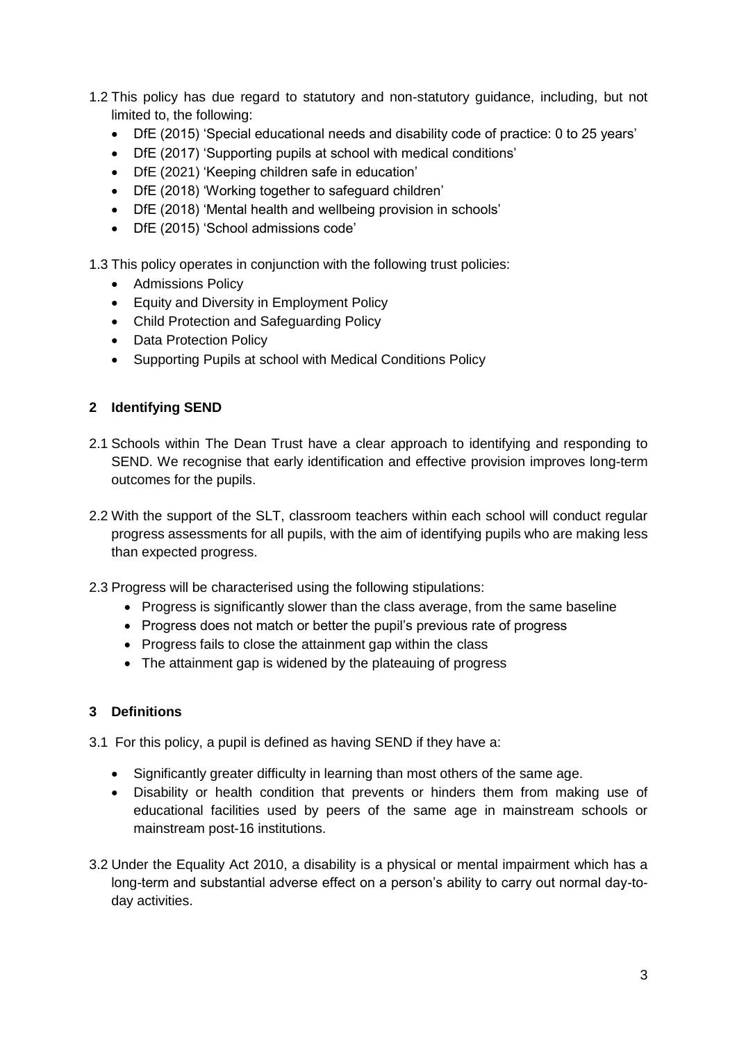1.2 This policy has due regard to statutory and non-statutory guidance, including, but not limited to, the following:

- DfE (2015) 'Special educational needs and disability code of practice: 0 to 25 years'
- DfE (2017) 'Supporting pupils at school with medical conditions'
- DfE (2021) 'Keeping children safe in education'
- DfE (2018) 'Working together to safeguard children'
- DfE (2018) 'Mental health and wellbeing provision in schools'
- DfE (2015) 'School admissions code'

1.3 This policy operates in conjunction with the following trust policies:

- Admissions Policy
- Equity and Diversity in Employment Policy
- Child Protection and Safeguarding Policy
- Data Protection Policy
- Supporting Pupils at school with Medical Conditions Policy

## 2 Identifying SEND

2.1 Schools within The Dean Trust have a clear approach to identifying and responding to SEND. We recognise that early identification and effective provision improves long-term outcomes for the pupils.

2.2 With the support of the SLT, classroom teachers within each school will conduct regular progress assessments for all pupils, with the aim of identifying pupils who are making less than expected progress.

2.3 Progress will be characterised using the following stipulations:

- Progress is significantly slower than the class average, from the same baseline
- Progress does not match or better the pupil's previous rate of progress
- Progress fails to close the attainment gap within the class
- The attainment gap is widened by the plateauing of progress

## 3 Definitions

3.1 For this policy, a pupil is defined as having SEND if they have a:

- Significantly greater difficulty in learning than most others of the same age.
- Disability or health condition that prevents or hinders them from making use of educational facilities used by peers of the same age in mainstream schools or mainstream post-16 institutions.

3.2 Under the Equality Act 2010, a disability is a physical or mental impairment which has a long-term and substantial adverse effect on a person's ability to carry out normal day-to-day activities.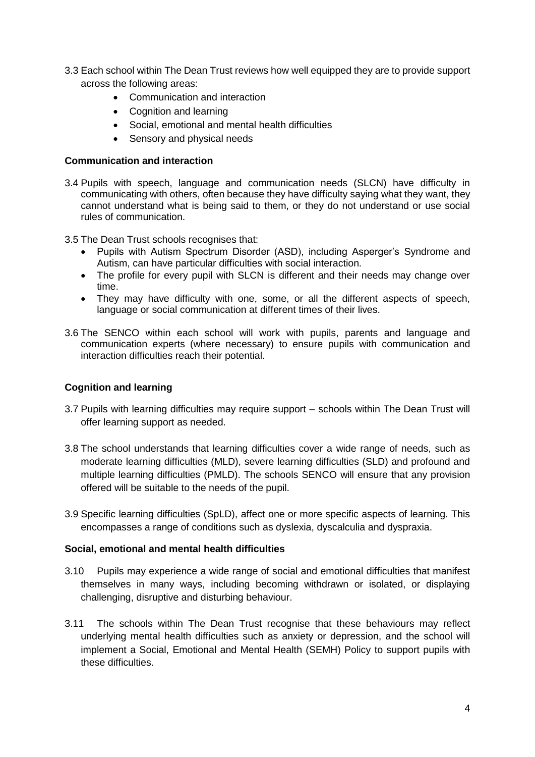3.3 Each school within The Dean Trust reviews how well equipped they are to provide support across the following areas:

- Communication and interaction
- Cognition and learning
- Social, emotional and mental health difficulties
- Sensory and physical needs

**Communication and interaction**

3.4 Pupils with speech, language and communication needs (SLCN) have difficulty in communicating with others, often because they have difficulty saying what they want, they cannot understand what is being said to them, or they do not understand or use social rules of communication.

3.5 The Dean Trust schools recognises that:

- Pupils with Autism Spectrum Disorder (ASD), including Asperger's Syndrome and Autism, can have particular difficulties with social interaction.
- The profile for every pupil with SLCN is different and their needs may change over time.
- They may have difficulty with one, some, or all the different aspects of speech, language or social communication at different times of their lives.

3.6 The SENCO within each school will work with pupils, parents and language and communication experts (where necessary) to ensure pupils with communication and interaction difficulties reach their potential.

**Cognition and learning**

3.7 Pupils with learning difficulties may require support – schools within The Dean Trust will offer learning support as needed.

3.8 The school understands that learning difficulties cover a wide range of needs, such as moderate learning difficulties (MLD), severe learning difficulties (SLD) and profound and multiple learning difficulties (PMLD). The schools SENCO will ensure that any provision offered will be suitable to the needs of the pupil.

3.9 Specific learning difficulties (SpLD), affect one or more specific aspects of learning. This encompasses a range of conditions such as dyslexia, dyscalculia and dyspraxia.

**Social, emotional and mental health difficulties**

3.10 Pupils may experience a wide range of social and emotional difficulties that manifest themselves in many ways, including becoming withdrawn or isolated, or displaying challenging, disruptive and disturbing behaviour.

3.11 The schools within The Dean Trust recognise that these behaviours may reflect underlying mental health difficulties such as anxiety or depression, and the school will implement a Social, Emotional and Mental Health (SEMH) Policy to support pupils with these difficulties.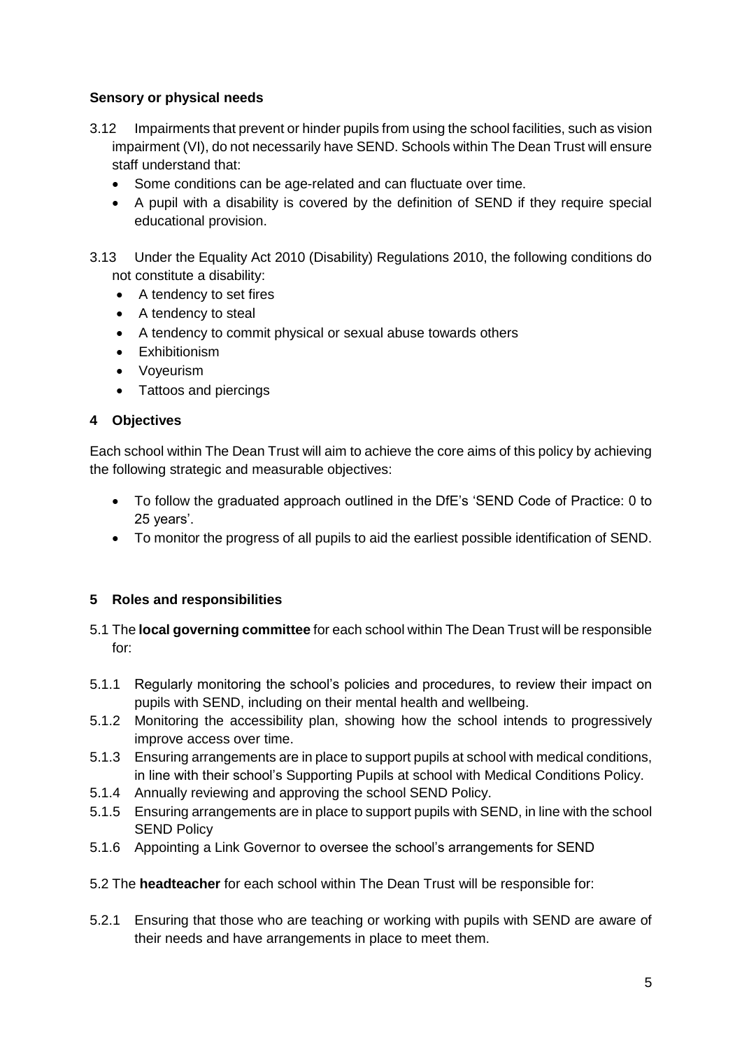**Sensory or physical needs**

3.12 Impairments that prevent or hinder pupils from using the school facilities, such as vision impairment (VI), do not necessarily have SEND. Schools within The Dean Trust will ensure staff understand that:

- Some conditions can be age-related and can fluctuate over time.
- A pupil with a disability is covered by the definition of SEND if they require special educational provision.

3.13 Under the Equality Act 2010 (Disability) Regulations 2010, the following conditions do not constitute a disability:

- A tendency to set fires
- A tendency to steal
- A tendency to commit physical or sexual abuse towards others
- Exhibitionism
- Voyeurism
- Tattoos and piercings

## 4 Objectives

Each school within The Dean Trust will aim to achieve the core aims of this policy by achieving the following strategic and measurable objectives:

- To follow the graduated approach outlined in the DfE's 'SEND Code of Practice: 0 to 25 years'.
- To monitor the progress of all pupils to aid the earliest possible identification of SEND.

## 5 Roles and responsibilities

5.1 The **local governing committee** for each school within The Dean Trust will be responsible for:

5.1.1 Regularly monitoring the school's policies and procedures, to review their impact on pupils with SEND, including on their mental health and wellbeing.

5.1.2 Monitoring the accessibility plan, showing how the school intends to progressively improve access over time.

5.1.3 Ensuring arrangements are in place to support pupils at school with medical conditions, in line with their school's Supporting Pupils at school with Medical Conditions Policy.

5.1.4 Annually reviewing and approving the school SEND Policy.

5.1.5 Ensuring arrangements are in place to support pupils with SEND, in line with the school SEND Policy

5.1.6 Appointing a Link Governor to oversee the school's arrangements for SEND

5.2 The **headteacher** for each school within The Dean Trust will be responsible for:

5.2.1 Ensuring that those who are teaching or working with pupils with SEND are aware of their needs and have arrangements in place to meet them.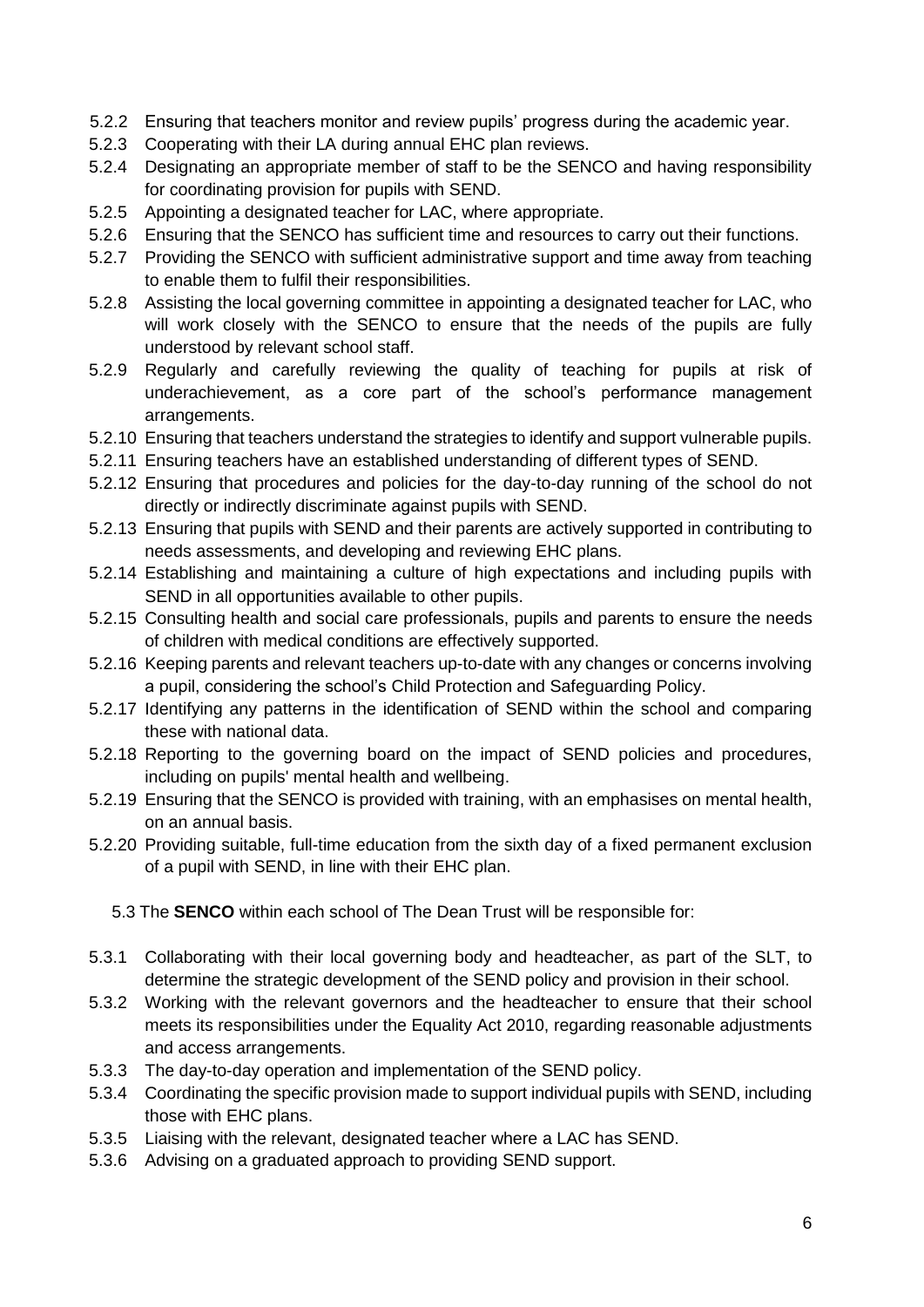5.2.2 Ensuring that teachers monitor and review pupils' progress during the academic year.

5.2.3 Cooperating with their LA during annual EHC plan reviews.

5.2.4 Designating an appropriate member of staff to be the SENCO and having responsibility for coordinating provision for pupils with SEND.

5.2.5 Appointing a designated teacher for LAC, where appropriate.

5.2.6 Ensuring that the SENCO has sufficient time and resources to carry out their functions.

5.2.7 Providing the SENCO with sufficient administrative support and time away from teaching to enable them to fulfil their responsibilities.

5.2.8 Assisting the local governing committee in appointing a designated teacher for LAC, who will work closely with the SENCO to ensure that the needs of the pupils are fully understood by relevant school staff.

5.2.9 Regularly and carefully reviewing the quality of teaching for pupils at risk of underachievement, as a core part of the school's performance management arrangements.

5.2.10 Ensuring that teachers understand the strategies to identify and support vulnerable pupils.

5.2.11 Ensuring teachers have an established understanding of different types of SEND.

5.2.12 Ensuring that procedures and policies for the day-to-day running of the school do not directly or indirectly discriminate against pupils with SEND.

5.2.13 Ensuring that pupils with SEND and their parents are actively supported in contributing to needs assessments, and developing and reviewing EHC plans.

5.2.14 Establishing and maintaining a culture of high expectations and including pupils with SEND in all opportunities available to other pupils.

5.2.15 Consulting health and social care professionals, pupils and parents to ensure the needs of children with medical conditions are effectively supported.

5.2.16 Keeping parents and relevant teachers up-to-date with any changes or concerns involving a pupil, considering the school's Child Protection and Safeguarding Policy.

5.2.17 Identifying any patterns in the identification of SEND within the school and comparing these with national data.

5.2.18 Reporting to the governing board on the impact of SEND policies and procedures, including on pupils' mental health and wellbeing.

5.2.19 Ensuring that the SENCO is provided with training, with an emphasises on mental health, on an annual basis.

5.2.20 Providing suitable, full-time education from the sixth day of a fixed permanent exclusion of a pupil with SEND, in line with their EHC plan.

5.3 The **SENCO** within each school of The Dean Trust will be responsible for:

5.3.1 Collaborating with their local governing body and headteacher, as part of the SLT, to determine the strategic development of the SEND policy and provision in their school.

5.3.2 Working with the relevant governors and the headteacher to ensure that their school meets its responsibilities under the Equality Act 2010, regarding reasonable adjustments and access arrangements.

5.3.3 The day-to-day operation and implementation of the SEND policy.

5.3.4 Coordinating the specific provision made to support individual pupils with SEND, including those with EHC plans.

5.3.5 Liaising with the relevant, designated teacher where a LAC has SEND.

5.3.6 Advising on a graduated approach to providing SEND support.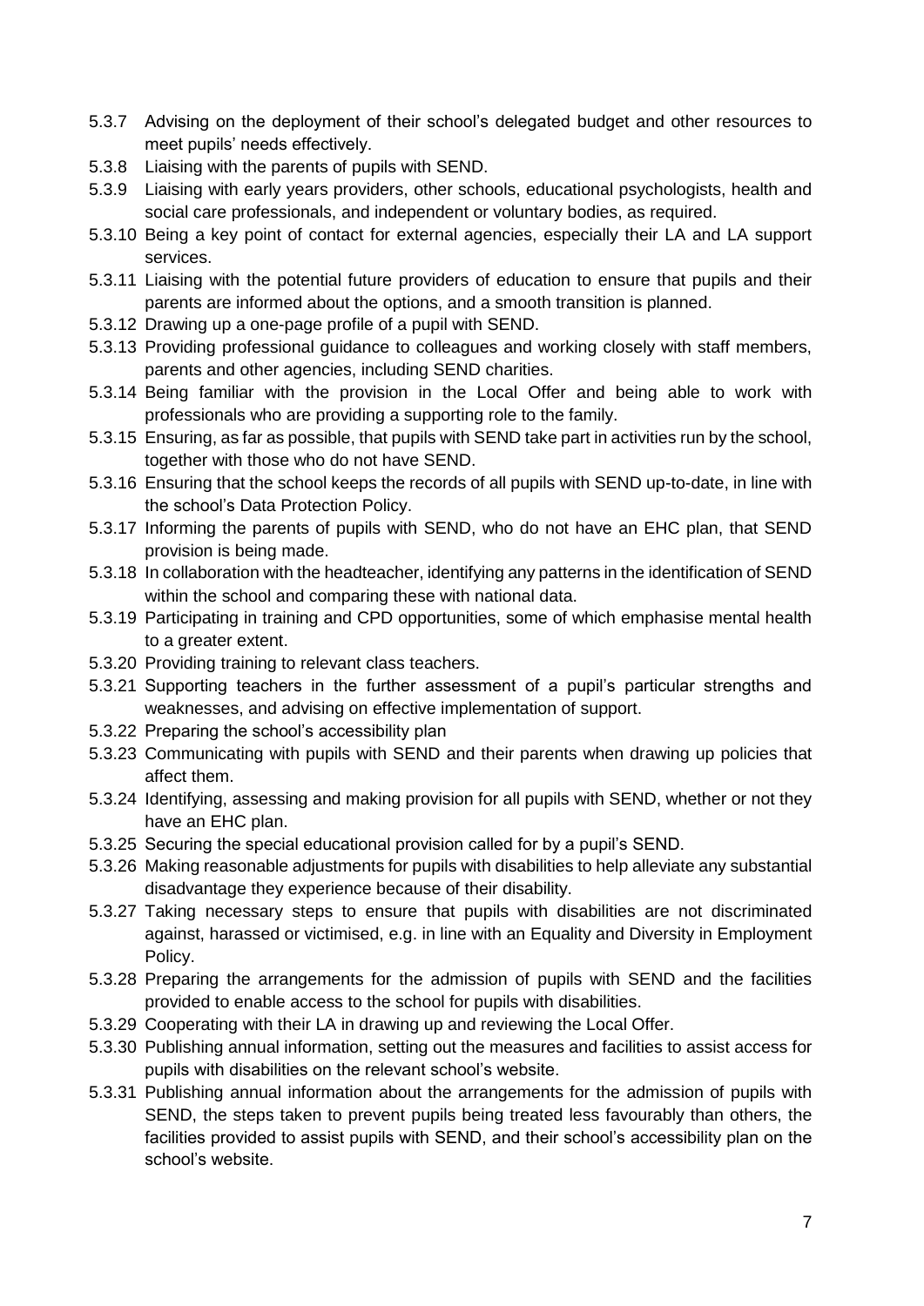5.3.7 Advising on the deployment of their school's delegated budget and other resources to meet pupils' needs effectively.

5.3.8 Liaising with the parents of pupils with SEND.

5.3.9 Liaising with early years providers, other schools, educational psychologists, health and social care professionals, and independent or voluntary bodies, as required.

5.3.10 Being a key point of contact for external agencies, especially their LA and LA support services.

5.3.11 Liaising with the potential future providers of education to ensure that pupils and their parents are informed about the options, and a smooth transition is planned.

5.3.12 Drawing up a one-page profile of a pupil with SEND.

5.3.13 Providing professional guidance to colleagues and working closely with staff members, parents and other agencies, including SEND charities.

5.3.14 Being familiar with the provision in the Local Offer and being able to work with professionals who are providing a supporting role to the family.

5.3.15 Ensuring, as far as possible, that pupils with SEND take part in activities run by the school, together with those who do not have SEND.

5.3.16 Ensuring that the school keeps the records of all pupils with SEND up-to-date, in line with the school's Data Protection Policy.

5.3.17 Informing the parents of pupils with SEND, who do not have an EHC plan, that SEND provision is being made.

5.3.18 In collaboration with the headteacher, identifying any patterns in the identification of SEND within the school and comparing these with national data.

5.3.19 Participating in training and CPD opportunities, some of which emphasise mental health to a greater extent.

5.3.20 Providing training to relevant class teachers.

5.3.21 Supporting teachers in the further assessment of a pupil's particular strengths and weaknesses, and advising on effective implementation of support.

5.3.22 Preparing the school's accessibility plan

5.3.23 Communicating with pupils with SEND and their parents when drawing up policies that affect them.

5.3.24 Identifying, assessing and making provision for all pupils with SEND, whether or not they have an EHC plan.

5.3.25 Securing the special educational provision called for by a pupil's SEND.

5.3.26 Making reasonable adjustments for pupils with disabilities to help alleviate any substantial disadvantage they experience because of their disability.

5.3.27 Taking necessary steps to ensure that pupils with disabilities are not discriminated against, harassed or victimised, e.g. in line with an Equality and Diversity in Employment Policy.

5.3.28 Preparing the arrangements for the admission of pupils with SEND and the facilities provided to enable access to the school for pupils with disabilities.

5.3.29 Cooperating with their LA in drawing up and reviewing the Local Offer.

5.3.30 Publishing annual information, setting out the measures and facilities to assist access for pupils with disabilities on the relevant school's website.

5.3.31 Publishing annual information about the arrangements for the admission of pupils with SEND, the steps taken to prevent pupils being treated less favourably than others, the facilities provided to assist pupils with SEND, and their school's accessibility plan on the school's website.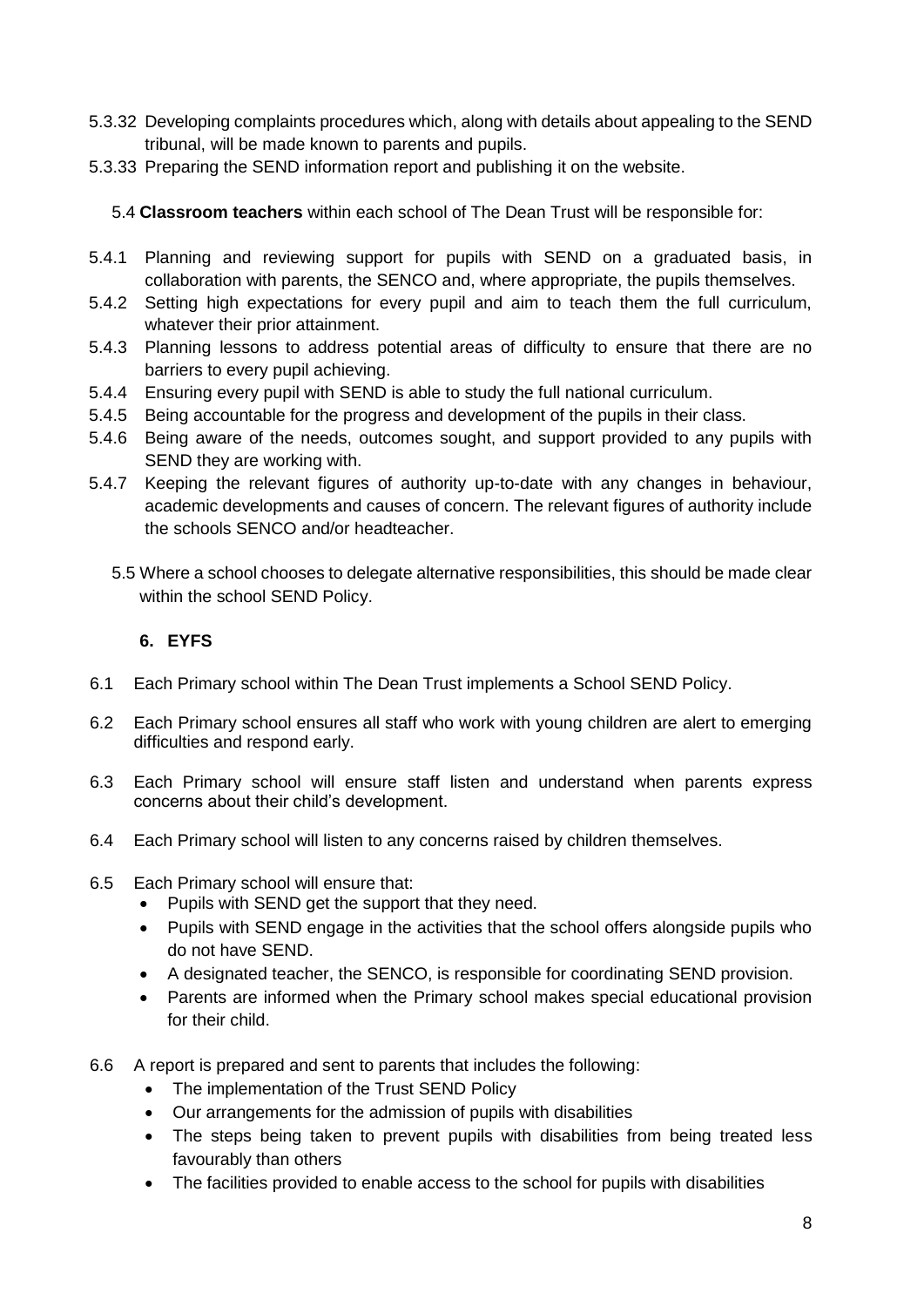5.3.32 Developing complaints procedures which, along with details about appealing to the SEND tribunal, will be made known to parents and pupils.

5.3.33 Preparing the SEND information report and publishing it on the website.

5.4 **Classroom teachers** within each school of The Dean Trust will be responsible for:

5.4.1 Planning and reviewing support for pupils with SEND on a graduated basis, in collaboration with parents, the SENCO and, where appropriate, the pupils themselves.

5.4.2 Setting high expectations for every pupil and aim to teach them the full curriculum, whatever their prior attainment.

5.4.3 Planning lessons to address potential areas of difficulty to ensure that there are no barriers to every pupil achieving.

5.4.4 Ensuring every pupil with SEND is able to study the full national curriculum.

5.4.5 Being accountable for the progress and development of the pupils in their class.

5.4.6 Being aware of the needs, outcomes sought, and support provided to any pupils with SEND they are working with.

5.4.7 Keeping the relevant figures of authority up-to-date with any changes in behaviour, academic developments and causes of concern. The relevant figures of authority include the schools SENCO and/or headteacher.

5.5 Where a school chooses to delegate alternative responsibilities, this should be made clear within the school SEND Policy.

## 6. EYFS

6.1 Each Primary school within The Dean Trust implements a School SEND Policy.

6.2 Each Primary school ensures all staff who work with young children are alert to emerging difficulties and respond early.

6.3 Each Primary school will ensure staff listen and understand when parents express concerns about their child's development.

6.4 Each Primary school will listen to any concerns raised by children themselves.

6.5 Each Primary school will ensure that:

- Pupils with SEND get the support that they need.
- Pupils with SEND engage in the activities that the school offers alongside pupils who do not have SEND.
- A designated teacher, the SENCO, is responsible for coordinating SEND provision.
- Parents are informed when the Primary school makes special educational provision for their child.

6.6 A report is prepared and sent to parents that includes the following:

- The implementation of the Trust SEND Policy
- Our arrangements for the admission of pupils with disabilities
- The steps being taken to prevent pupils with disabilities from being treated less favourably than others
- The facilities provided to enable access to the school for pupils with disabilities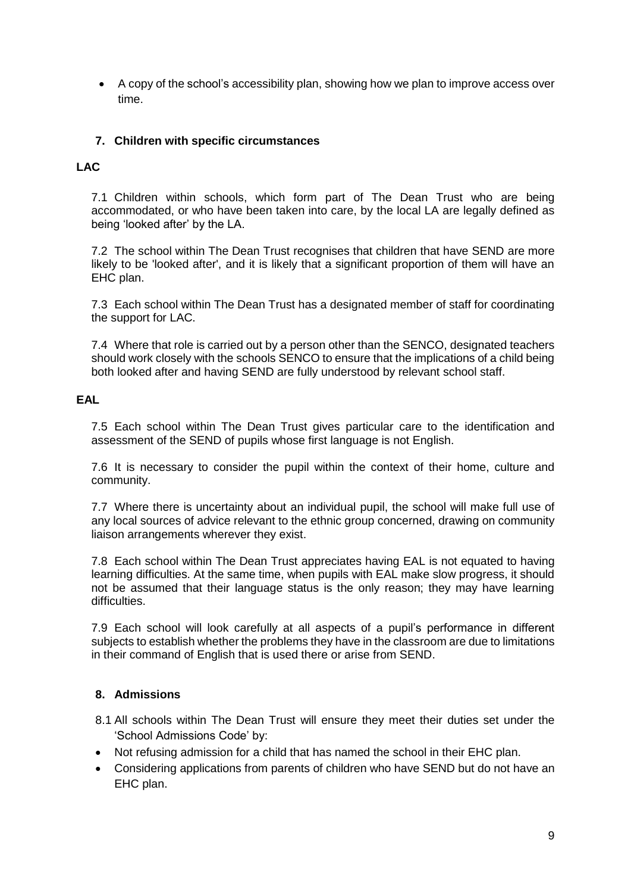- A copy of the school's accessibility plan, showing how we plan to improve access over time.

## 7. Children with specific circumstances

**LAC**

7.1 Children within schools, which form part of The Dean Trust who are being accommodated, or who have been taken into care, by the local LA are legally defined as being 'looked after' by the LA.

7.2 The school within The Dean Trust recognises that children that have SEND are more likely to be 'looked after', and it is likely that a significant proportion of them will have an EHC plan.

7.3 Each school within The Dean Trust has a designated member of staff for coordinating the support for LAC.

7.4 Where that role is carried out by a person other than the SENCO, designated teachers should work closely with the schools SENCO to ensure that the implications of a child being both looked after and having SEND are fully understood by relevant school staff.

**EAL**

7.5 Each school within The Dean Trust gives particular care to the identification and assessment of the SEND of pupils whose first language is not English.

7.6 It is necessary to consider the pupil within the context of their home, culture and community.

7.7 Where there is uncertainty about an individual pupil, the school will make full use of any local sources of advice relevant to the ethnic group concerned, drawing on community liaison arrangements wherever they exist.

7.8 Each school within The Dean Trust appreciates having EAL is not equated to having learning difficulties. At the same time, when pupils with EAL make slow progress, it should not be assumed that their language status is the only reason; they may have learning difficulties.

7.9 Each school will look carefully at all aspects of a pupil's performance in different subjects to establish whether the problems they have in the classroom are due to limitations in their command of English that is used there or arise from SEND.

## 8. Admissions

8.1 All schools within The Dean Trust will ensure they meet their duties set under the 'School Admissions Code' by:

- Not refusing admission for a child that has named the school in their EHC plan.
- Considering applications from parents of children who have SEND but do not have an EHC plan.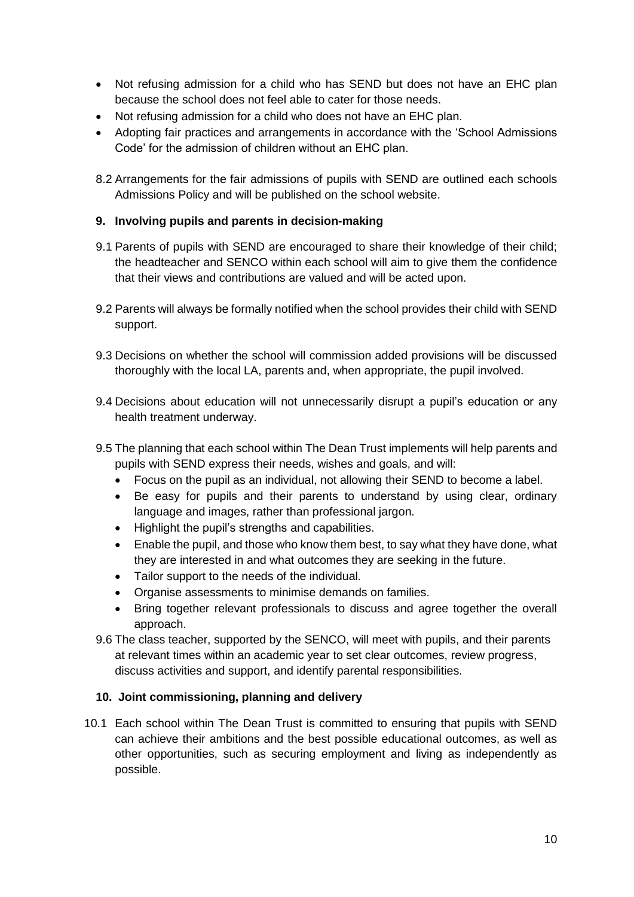- Not refusing admission for a child who has SEND but does not have an EHC plan because the school does not feel able to cater for those needs.
- Not refusing admission for a child who does not have an EHC plan.
- Adopting fair practices and arrangements in accordance with the 'School Admissions Code' for the admission of children without an EHC plan.

8.2 Arrangements for the fair admissions of pupils with SEND are outlined each schools Admissions Policy and will be published on the school website.

## 9. Involving pupils and parents in decision-making

9.1 Parents of pupils with SEND are encouraged to share their knowledge of their child; the headteacher and SENCO within each school will aim to give them the confidence that their views and contributions are valued and will be acted upon.

9.2 Parents will always be formally notified when the school provides their child with SEND support.

9.3 Decisions on whether the school will commission added provisions will be discussed thoroughly with the local LA, parents and, when appropriate, the pupil involved.

9.4 Decisions about education will not unnecessarily disrupt a pupil's education or any health treatment underway.

9.5 The planning that each school within The Dean Trust implements will help parents and pupils with SEND express their needs, wishes and goals, and will:

- Focus on the pupil as an individual, not allowing their SEND to become a label.
- Be easy for pupils and their parents to understand by using clear, ordinary language and images, rather than professional jargon.
- Highlight the pupil's strengths and capabilities.
- Enable the pupil, and those who know them best, to say what they have done, what they are interested in and what outcomes they are seeking in the future.
- Tailor support to the needs of the individual.
- Organise assessments to minimise demands on families.
- Bring together relevant professionals to discuss and agree together the overall approach.

9.6 The class teacher, supported by the SENCO, will meet with pupils, and their parents at relevant times within an academic year to set clear outcomes, review progress, discuss activities and support, and identify parental responsibilities.

## 10. Joint commissioning, planning and delivery

10.1 Each school within The Dean Trust is committed to ensuring that pupils with SEND can achieve their ambitions and the best possible educational outcomes, as well as other opportunities, such as securing employment and living as independently as possible.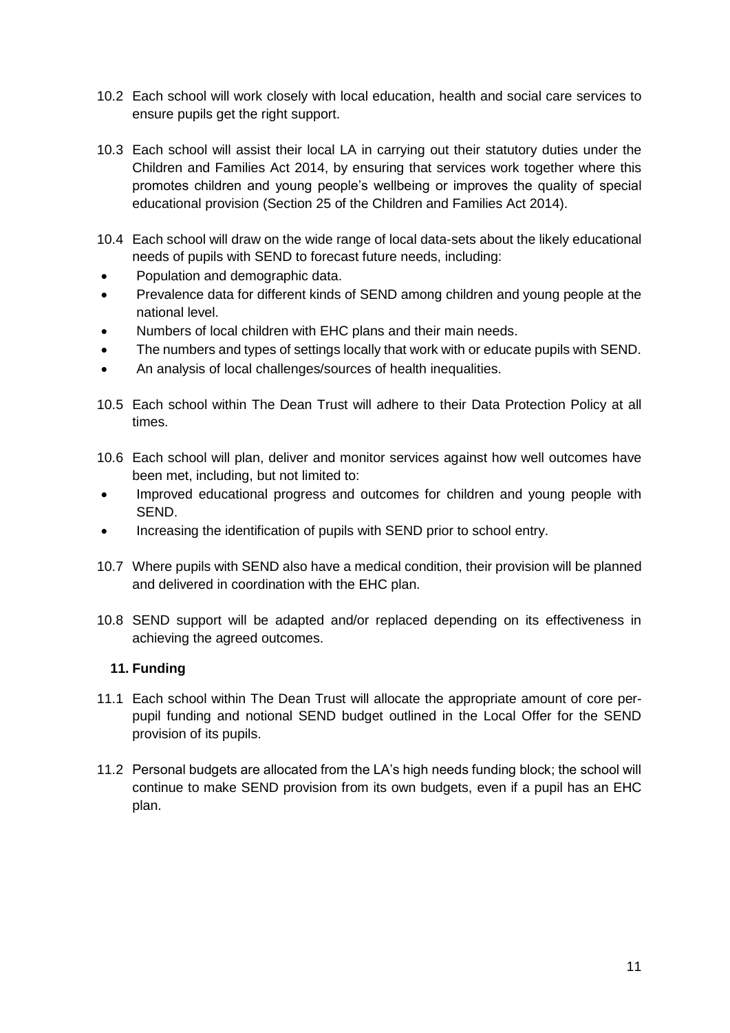10.2 Each school will work closely with local education, health and social care services to ensure pupils get the right support.

10.3 Each school will assist their local LA in carrying out their statutory duties under the Children and Families Act 2014, by ensuring that services work together where this promotes children and young people's wellbeing or improves the quality of special educational provision (Section 25 of the Children and Families Act 2014).

10.4 Each school will draw on the wide range of local data-sets about the likely educational needs of pupils with SEND to forecast future needs, including:

- Population and demographic data.
- Prevalence data for different kinds of SEND among children and young people at the national level.
- Numbers of local children with EHC plans and their main needs.
- The numbers and types of settings locally that work with or educate pupils with SEND.
- An analysis of local challenges/sources of health inequalities.

10.5 Each school within The Dean Trust will adhere to their Data Protection Policy at all times.

10.6 Each school will plan, deliver and monitor services against how well outcomes have been met, including, but not limited to:

- Improved educational progress and outcomes for children and young people with SEND.
- Increasing the identification of pupils with SEND prior to school entry.

10.7 Where pupils with SEND also have a medical condition, their provision will be planned and delivered in coordination with the EHC plan.

10.8 SEND support will be adapted and/or replaced depending on its effectiveness in achieving the agreed outcomes.

## 11. Funding

11.1 Each school within The Dean Trust will allocate the appropriate amount of core per-pupil funding and notional SEND budget outlined in the Local Offer for the SEND provision of its pupils.

11.2 Personal budgets are allocated from the LA's high needs funding block; the school will continue to make SEND provision from its own budgets, even if a pupil has an EHC plan.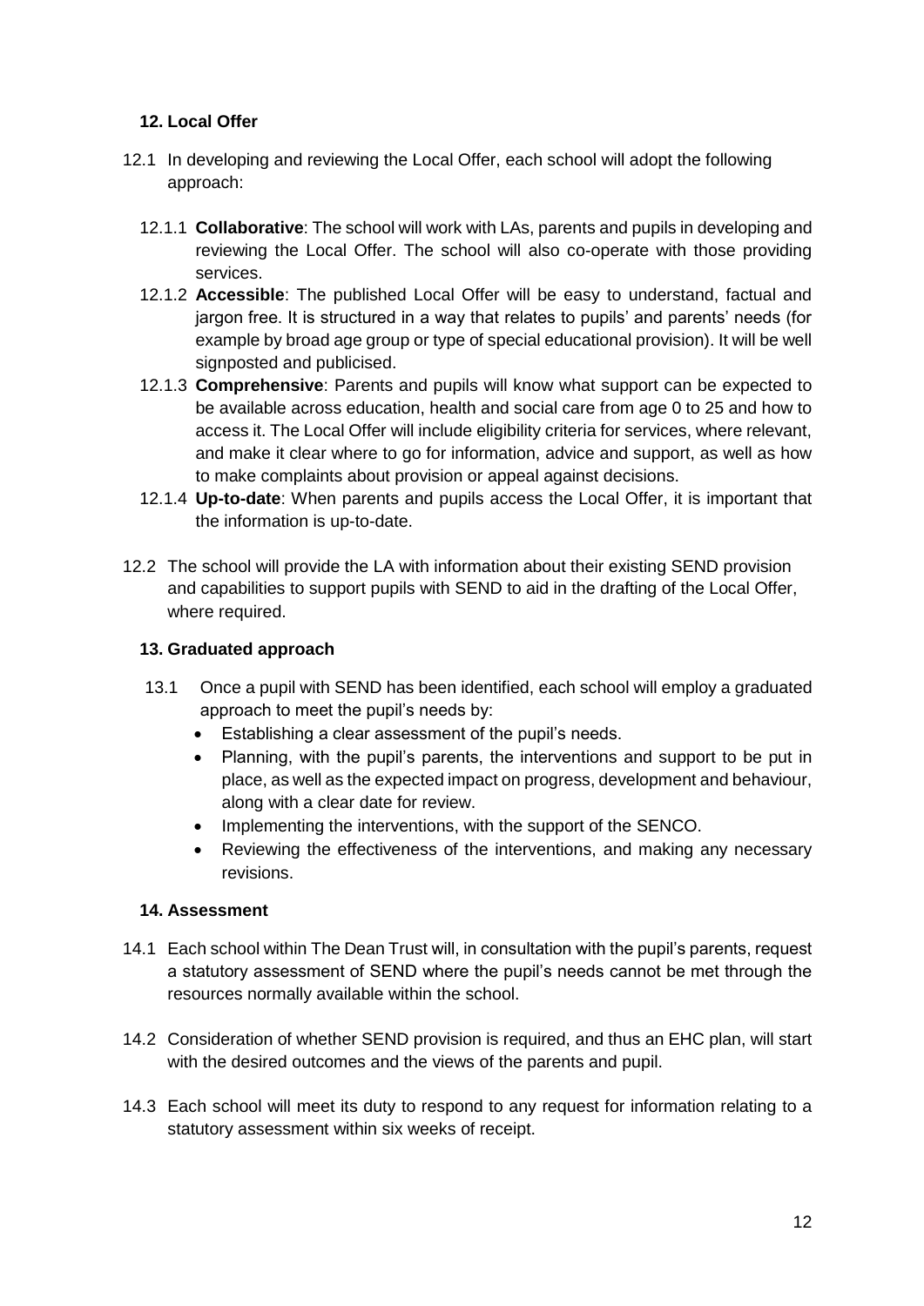### 12. Local Offer

12.1 In developing and reviewing the Local Offer, each school will adopt the following approach:

12.1.1 **Collaborative**: The school will work with LAs, parents and pupils in developing and reviewing the Local Offer. The school will also co-operate with those providing services.

12.1.2 **Accessible**: The published Local Offer will be easy to understand, factual and jargon free. It is structured in a way that relates to pupils' and parents' needs (for example by broad age group or type of special educational provision). It will be well signposted and publicised.

12.1.3 **Comprehensive**: Parents and pupils will know what support can be expected to be available across education, health and social care from age 0 to 25 and how to access it. The Local Offer will include eligibility criteria for services, where relevant, and make it clear where to go for information, advice and support, as well as how to make complaints about provision or appeal against decisions.

12.1.4 **Up-to-date**: When parents and pupils access the Local Offer, it is important that the information is up-to-date.

12.2 The school will provide the LA with information about their existing SEND provision and capabilities to support pupils with SEND to aid in the drafting of the Local Offer, where required.

### 13. Graduated approach

13.1 Once a pupil with SEND has been identified, each school will employ a graduated approach to meet the pupil's needs by:

- Establishing a clear assessment of the pupil's needs.
- Planning, with the pupil's parents, the interventions and support to be put in place, as well as the expected impact on progress, development and behaviour, along with a clear date for review.
- Implementing the interventions, with the support of the SENCO.
- Reviewing the effectiveness of the interventions, and making any necessary revisions.

### 14. Assessment

14.1 Each school within The Dean Trust will, in consultation with the pupil's parents, request a statutory assessment of SEND where the pupil's needs cannot be met through the resources normally available within the school.

14.2 Consideration of whether SEND provision is required, and thus an EHC plan, will start with the desired outcomes and the views of the parents and pupil.

14.3 Each school will meet its duty to respond to any request for information relating to a statutory assessment within six weeks of receipt.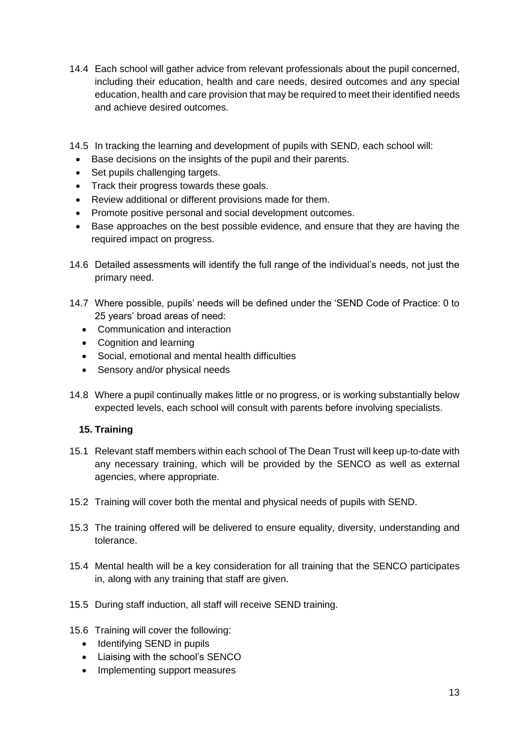14.4 Each school will gather advice from relevant professionals about the pupil concerned, including their education, health and care needs, desired outcomes and any special education, health and care provision that may be required to meet their identified needs and achieve desired outcomes.

14.5 In tracking the learning and development of pupils with SEND, each school will:

- Base decisions on the insights of the pupil and their parents.
- Set pupils challenging targets.
- Track their progress towards these goals.
- Review additional or different provisions made for them.
- Promote positive personal and social development outcomes.
- Base approaches on the best possible evidence, and ensure that they are having the required impact on progress.

14.6 Detailed assessments will identify the full range of the individual's needs, not just the primary need.

14.7 Where possible, pupils' needs will be defined under the 'SEND Code of Practice: 0 to 25 years' broad areas of need:

- Communication and interaction
- Cognition and learning
- Social, emotional and mental health difficulties
- Sensory and/or physical needs

14.8 Where a pupil continually makes little or no progress, or is working substantially below expected levels, each school will consult with parents before involving specialists.

## 15. Training

15.1 Relevant staff members within each school of The Dean Trust will keep up-to-date with any necessary training, which will be provided by the SENCO as well as external agencies, where appropriate.

15.2 Training will cover both the mental and physical needs of pupils with SEND.

15.3 The training offered will be delivered to ensure equality, diversity, understanding and tolerance.

15.4 Mental health will be a key consideration for all training that the SENCO participates in, along with any training that staff are given.

15.5 During staff induction, all staff will receive SEND training.

15.6 Training will cover the following:

- Identifying SEND in pupils
- Liaising with the school's SENCO
- Implementing support measures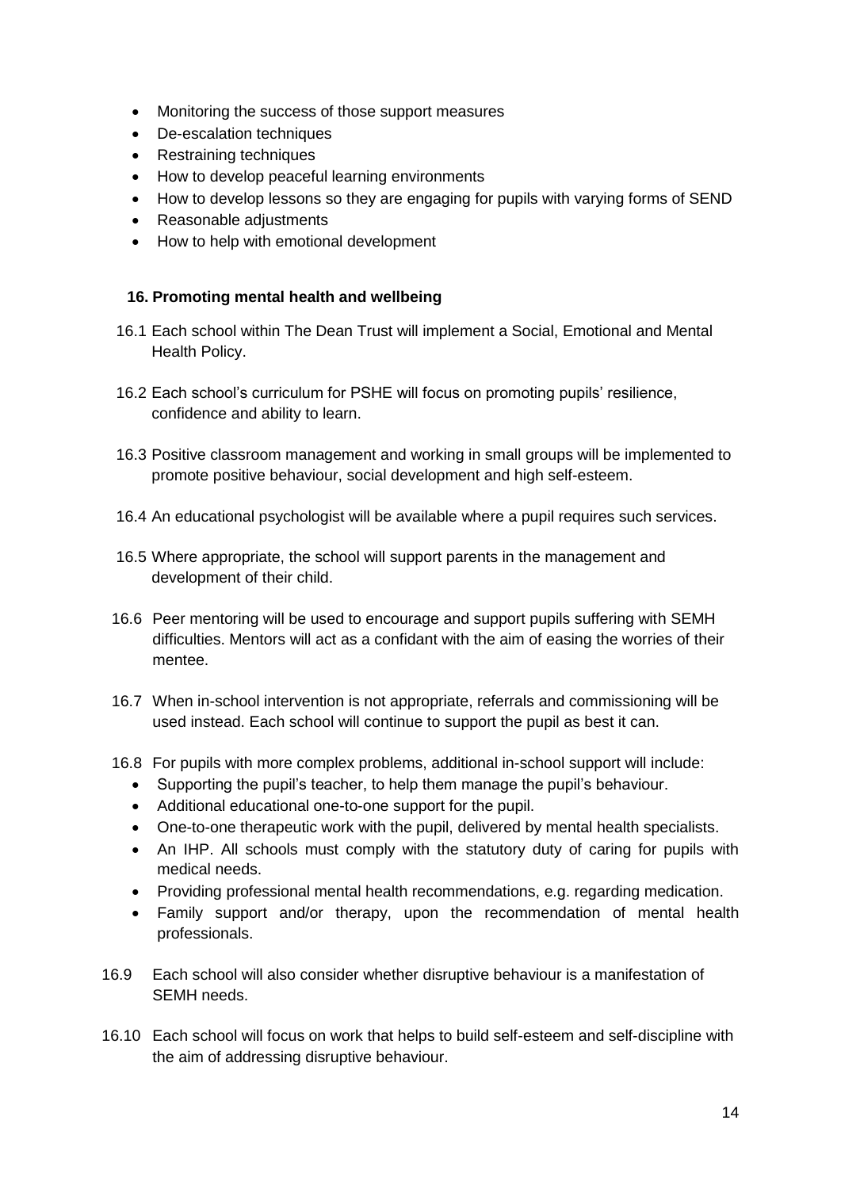- Monitoring the success of those support measures
- De-escalation techniques
- Restraining techniques
- How to develop peaceful learning environments
- How to develop lessons so they are engaging for pupils with varying forms of SEND
- Reasonable adjustments
- How to help with emotional development

## 16. Promoting mental health and wellbeing

16.1 Each school within The Dean Trust will implement a Social, Emotional and Mental Health Policy.

16.2 Each school's curriculum for PSHE will focus on promoting pupils' resilience, confidence and ability to learn.

16.3 Positive classroom management and working in small groups will be implemented to promote positive behaviour, social development and high self-esteem.

16.4 An educational psychologist will be available where a pupil requires such services.

16.5 Where appropriate, the school will support parents in the management and development of their child.

16.6 Peer mentoring will be used to encourage and support pupils suffering with SEMH difficulties. Mentors will act as a confidant with the aim of easing the worries of their mentee.

16.7 When in-school intervention is not appropriate, referrals and commissioning will be used instead. Each school will continue to support the pupil as best it can.

16.8 For pupils with more complex problems, additional in-school support will include:

- Supporting the pupil's teacher, to help them manage the pupil's behaviour.
- Additional educational one-to-one support for the pupil.
- One-to-one therapeutic work with the pupil, delivered by mental health specialists.
- An IHP. All schools must comply with the statutory duty of caring for pupils with medical needs.
- Providing professional mental health recommendations, e.g. regarding medication.
- Family support and/or therapy, upon the recommendation of mental health professionals.

16.9 Each school will also consider whether disruptive behaviour is a manifestation of SEMH needs.

16.10 Each school will focus on work that helps to build self-esteem and self-discipline with the aim of addressing disruptive behaviour.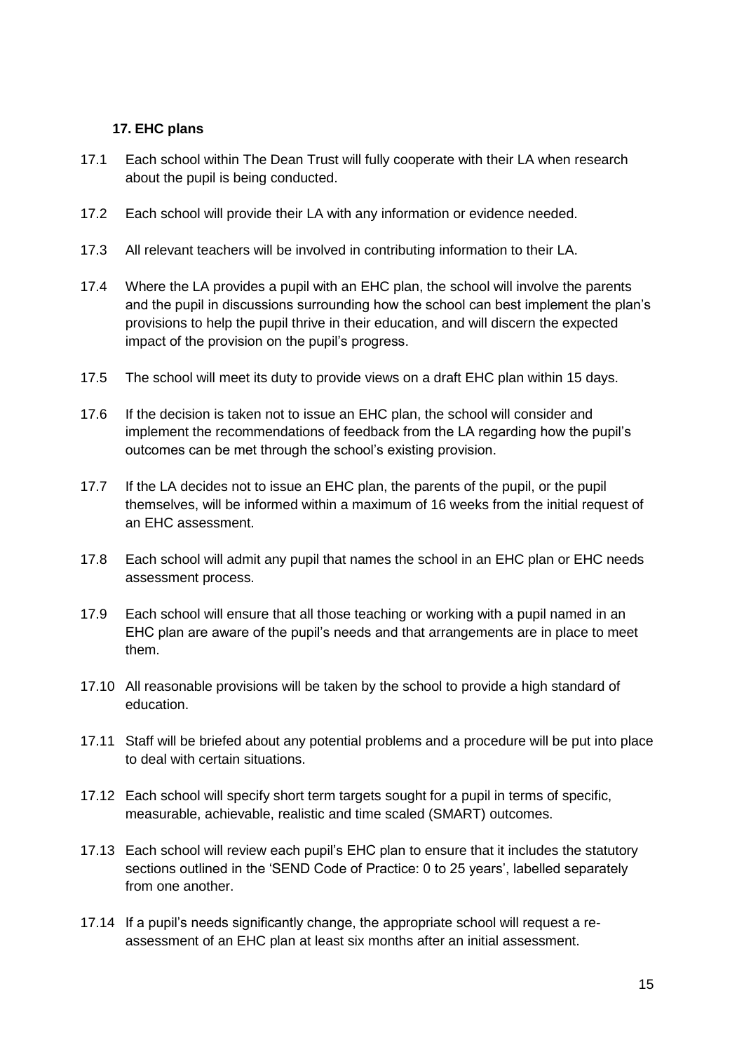## 17. EHC plans

17.1 Each school within The Dean Trust will fully cooperate with their LA when research about the pupil is being conducted.

17.2 Each school will provide their LA with any information or evidence needed.

17.3 All relevant teachers will be involved in contributing information to their LA.

17.4 Where the LA provides a pupil with an EHC plan, the school will involve the parents and the pupil in discussions surrounding how the school can best implement the plan's provisions to help the pupil thrive in their education, and will discern the expected impact of the provision on the pupil's progress.

17.5 The school will meet its duty to provide views on a draft EHC plan within 15 days.

17.6 If the decision is taken not to issue an EHC plan, the school will consider and implement the recommendations of feedback from the LA regarding how the pupil's outcomes can be met through the school's existing provision.

17.7 If the LA decides not to issue an EHC plan, the parents of the pupil, or the pupil themselves, will be informed within a maximum of 16 weeks from the initial request of an EHC assessment.

17.8 Each school will admit any pupil that names the school in an EHC plan or EHC needs assessment process.

17.9 Each school will ensure that all those teaching or working with a pupil named in an EHC plan are aware of the pupil's needs and that arrangements are in place to meet them.

17.10 All reasonable provisions will be taken by the school to provide a high standard of education.

17.11 Staff will be briefed about any potential problems and a procedure will be put into place to deal with certain situations.

17.12 Each school will specify short term targets sought for a pupil in terms of specific, measurable, achievable, realistic and time scaled (SMART) outcomes.

17.13 Each school will review each pupil's EHC plan to ensure that it includes the statutory sections outlined in the 'SEND Code of Practice: 0 to 25 years', labelled separately from one another.

17.14 If a pupil's needs significantly change, the appropriate school will request a re-assessment of an EHC plan at least six months after an initial assessment.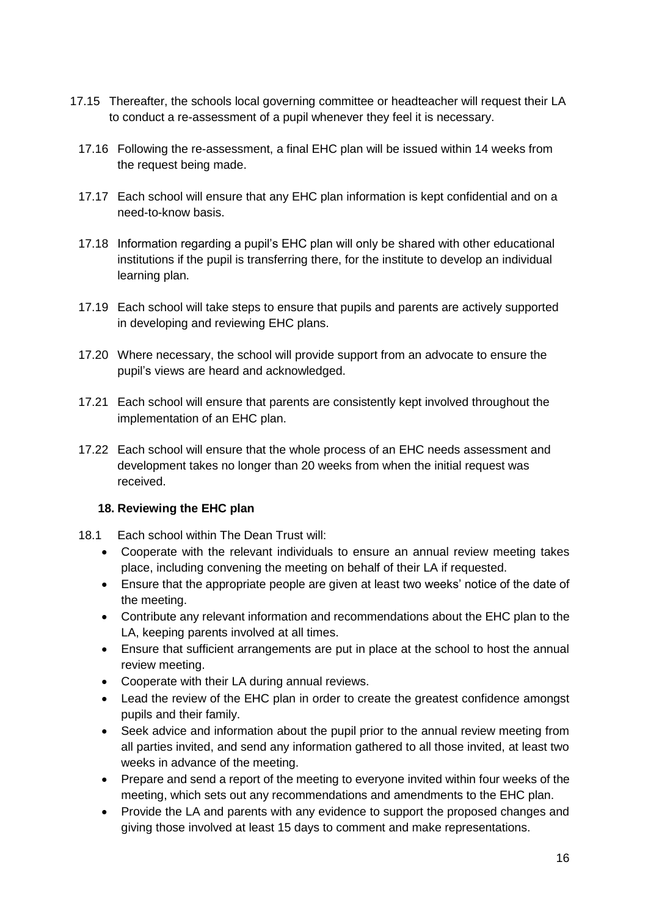17.15 Thereafter, the schools local governing committee or headteacher will request their LA to conduct a re-assessment of a pupil whenever they feel it is necessary.

17.16 Following the re-assessment, a final EHC plan will be issued within 14 weeks from the request being made.

17.17 Each school will ensure that any EHC plan information is kept confidential and on a need-to-know basis.

17.18 Information regarding a pupil's EHC plan will only be shared with other educational institutions if the pupil is transferring there, for the institute to develop an individual learning plan.

17.19 Each school will take steps to ensure that pupils and parents are actively supported in developing and reviewing EHC plans.

17.20 Where necessary, the school will provide support from an advocate to ensure the pupil's views are heard and acknowledged.

17.21 Each school will ensure that parents are consistently kept involved throughout the implementation of an EHC plan.

17.22 Each school will ensure that the whole process of an EHC needs assessment and development takes no longer than 20 weeks from when the initial request was received.

### 18. Reviewing the EHC plan

18.1 Each school within The Dean Trust will:

- Cooperate with the relevant individuals to ensure an annual review meeting takes place, including convening the meeting on behalf of their LA if requested.
- Ensure that the appropriate people are given at least two weeks' notice of the date of the meeting.
- Contribute any relevant information and recommendations about the EHC plan to the LA, keeping parents involved at all times.
- Ensure that sufficient arrangements are put in place at the school to host the annual review meeting.
- Cooperate with their LA during annual reviews.
- Lead the review of the EHC plan in order to create the greatest confidence amongst pupils and their family.
- Seek advice and information about the pupil prior to the annual review meeting from all parties invited, and send any information gathered to all those invited, at least two weeks in advance of the meeting.
- Prepare and send a report of the meeting to everyone invited within four weeks of the meeting, which sets out any recommendations and amendments to the EHC plan.
- Provide the LA and parents with any evidence to support the proposed changes and giving those involved at least 15 days to comment and make representations.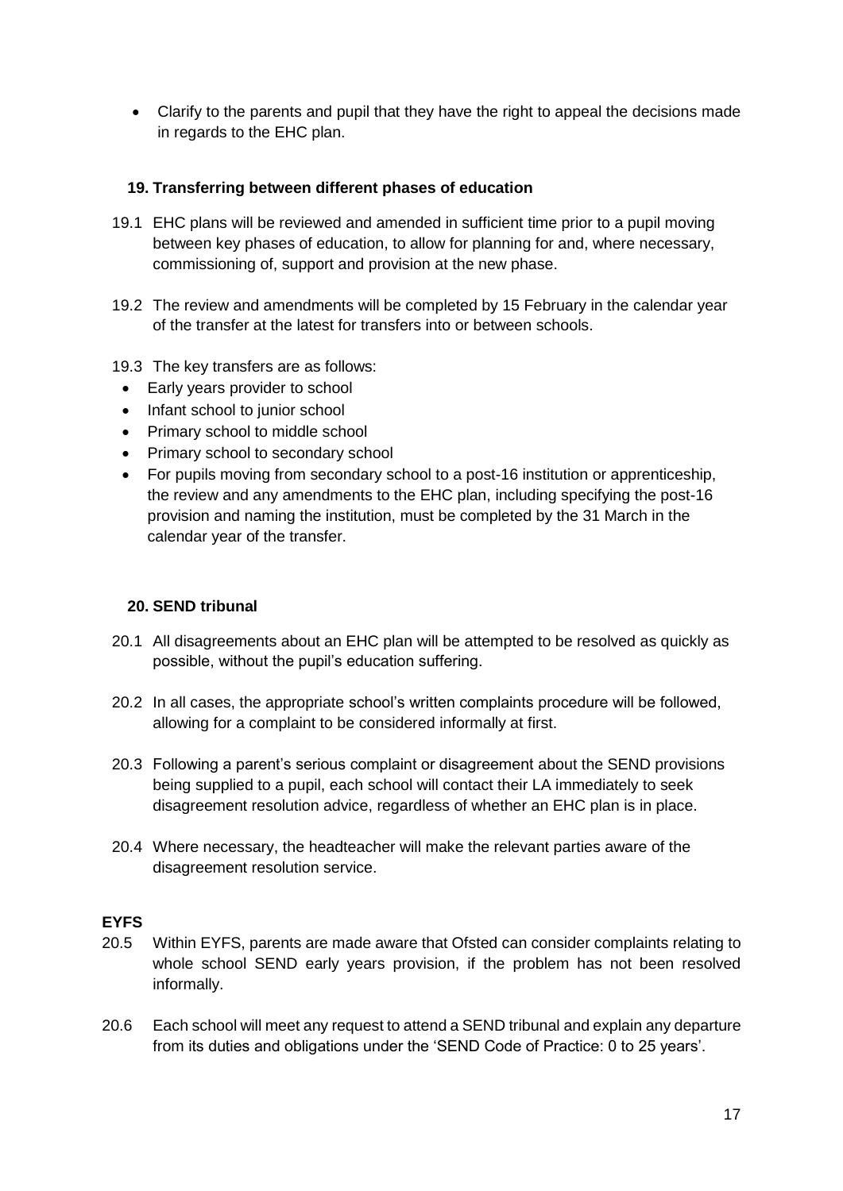- Clarify to the parents and pupil that they have the right to appeal the decisions made in regards to the EHC plan.

## 19. Transferring between different phases of education

19.1 EHC plans will be reviewed and amended in sufficient time prior to a pupil moving between key phases of education, to allow for planning for and, where necessary, commissioning of, support and provision at the new phase.

19.2 The review and amendments will be completed by 15 February in the calendar year of the transfer at the latest for transfers into or between schools.

19.3 The key transfers are as follows:

- Early years provider to school
- Infant school to junior school
- Primary school to middle school
- Primary school to secondary school
- For pupils moving from secondary school to a post-16 institution or apprenticeship, the review and any amendments to the EHC plan, including specifying the post-16 provision and naming the institution, must be completed by the 31 March in the calendar year of the transfer.

## 20. SEND tribunal

20.1 All disagreements about an EHC plan will be attempted to be resolved as quickly as possible, without the pupil's education suffering.

20.2 In all cases, the appropriate school's written complaints procedure will be followed, allowing for a complaint to be considered informally at first.

20.3 Following a parent's serious complaint or disagreement about the SEND provisions being supplied to a pupil, each school will contact their LA immediately to seek disagreement resolution advice, regardless of whether an EHC plan is in place.

20.4 Where necessary, the headteacher will make the relevant parties aware of the disagreement resolution service.

**EYFS**

20.5 Within EYFS, parents are made aware that Ofsted can consider complaints relating to whole school SEND early years provision, if the problem has not been resolved informally.

20.6 Each school will meet any request to attend a SEND tribunal and explain any departure from its duties and obligations under the 'SEND Code of Practice: 0 to 25 years'.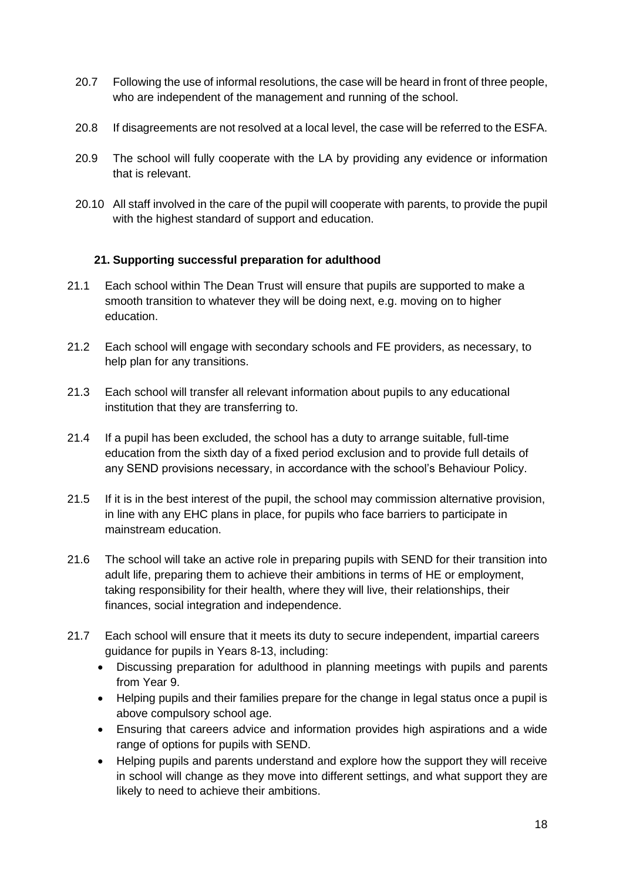20.7 Following the use of informal resolutions, the case will be heard in front of three people, who are independent of the management and running of the school.

20.8 If disagreements are not resolved at a local level, the case will be referred to the ESFA.

20.9 The school will fully cooperate with the LA by providing any evidence or information that is relevant.

20.10 All staff involved in the care of the pupil will cooperate with parents, to provide the pupil with the highest standard of support and education.

### 21. Supporting successful preparation for adulthood

21.1 Each school within The Dean Trust will ensure that pupils are supported to make a smooth transition to whatever they will be doing next, e.g. moving on to higher education.

21.2 Each school will engage with secondary schools and FE providers, as necessary, to help plan for any transitions.

21.3 Each school will transfer all relevant information about pupils to any educational institution that they are transferring to.

21.4 If a pupil has been excluded, the school has a duty to arrange suitable, full-time education from the sixth day of a fixed period exclusion and to provide full details of any SEND provisions necessary, in accordance with the school's Behaviour Policy.

21.5 If it is in the best interest of the pupil, the school may commission alternative provision, in line with any EHC plans in place, for pupils who face barriers to participate in mainstream education.

21.6 The school will take an active role in preparing pupils with SEND for their transition into adult life, preparing them to achieve their ambitions in terms of HE or employment, taking responsibility for their health, where they will live, their relationships, their finances, social integration and independence.

21.7 Each school will ensure that it meets its duty to secure independent, impartial careers guidance for pupils in Years 8-13, including:

- Discussing preparation for adulthood in planning meetings with pupils and parents from Year 9.
- Helping pupils and their families prepare for the change in legal status once a pupil is above compulsory school age.
- Ensuring that careers advice and information provides high aspirations and a wide range of options for pupils with SEND.
- Helping pupils and parents understand and explore how the support they will receive in school will change as they move into different settings, and what support they are likely to need to achieve their ambitions.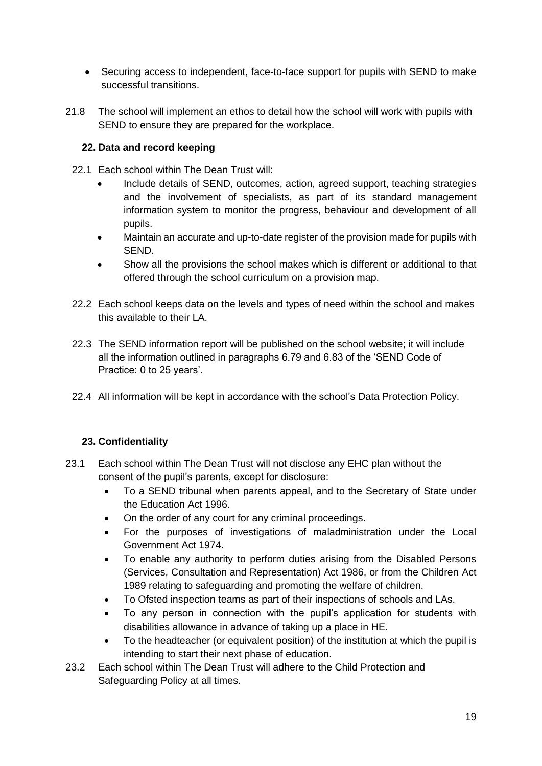- Securing access to independent, face-to-face support for pupils with SEND to make successful transitions.

21.8 The school will implement an ethos to detail how the school will work with pupils with SEND to ensure they are prepared for the workplace.

## 22. Data and record keeping

22.1 Each school within The Dean Trust will:

- Include details of SEND, outcomes, action, agreed support, teaching strategies and the involvement of specialists, as part of its standard management information system to monitor the progress, behaviour and development of all pupils.
- Maintain an accurate and up-to-date register of the provision made for pupils with SEND.
- Show all the provisions the school makes which is different or additional to that offered through the school curriculum on a provision map.

22.2 Each school keeps data on the levels and types of need within the school and makes this available to their LA.

22.3 The SEND information report will be published on the school website; it will include all the information outlined in paragraphs 6.79 and 6.83 of the 'SEND Code of Practice: 0 to 25 years'.

22.4 All information will be kept in accordance with the school's Data Protection Policy.

## 23. Confidentiality

23.1 Each school within The Dean Trust will not disclose any EHC plan without the consent of the pupil's parents, except for disclosure:

- To a SEND tribunal when parents appeal, and to the Secretary of State under the Education Act 1996.
- On the order of any court for any criminal proceedings.
- For the purposes of investigations of maladministration under the Local Government Act 1974.
- To enable any authority to perform duties arising from the Disabled Persons (Services, Consultation and Representation) Act 1986, or from the Children Act 1989 relating to safeguarding and promoting the welfare of children.
- To Ofsted inspection teams as part of their inspections of schools and LAs.
- To any person in connection with the pupil's application for students with disabilities allowance in advance of taking up a place in HE.
- To the headteacher (or equivalent position) of the institution at which the pupil is intending to start their next phase of education.

23.2 Each school within The Dean Trust will adhere to the Child Protection and Safeguarding Policy at all times.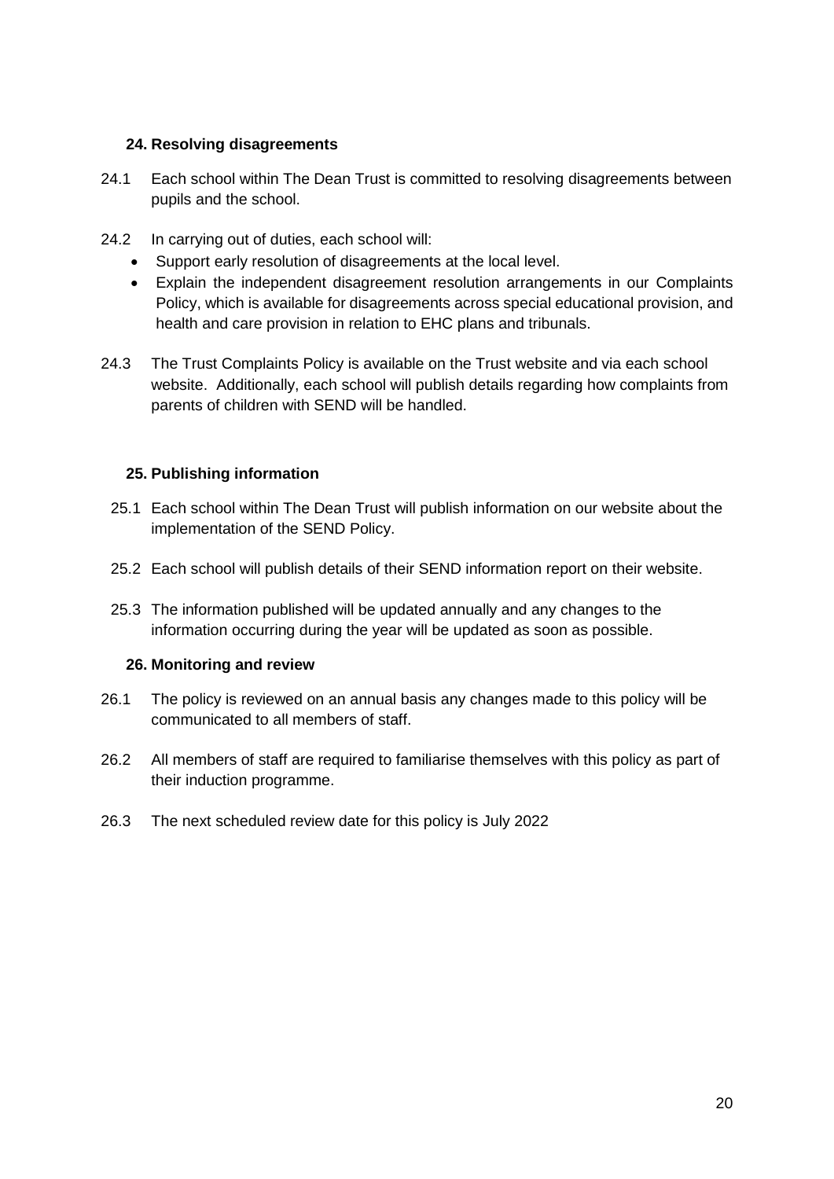## 24. Resolving disagreements

24.1 Each school within The Dean Trust is committed to resolving disagreements between pupils and the school.

24.2 In carrying out of duties, each school will:

- Support early resolution of disagreements at the local level.
- Explain the independent disagreement resolution arrangements in our Complaints Policy, which is available for disagreements across special educational provision, and health and care provision in relation to EHC plans and tribunals.

24.3 The Trust Complaints Policy is available on the Trust website and via each school website. Additionally, each school will publish details regarding how complaints from parents of children with SEND will be handled.

## 25. Publishing information

25.1 Each school within The Dean Trust will publish information on our website about the implementation of the SEND Policy.

25.2 Each school will publish details of their SEND information report on their website.

25.3 The information published will be updated annually and any changes to the information occurring during the year will be updated as soon as possible.

## 26. Monitoring and review

26.1 The policy is reviewed on an annual basis any changes made to this policy will be communicated to all members of staff.

26.2 All members of staff are required to familiarise themselves with this policy as part of their induction programme.

26.3 The next scheduled review date for this policy is July 2022